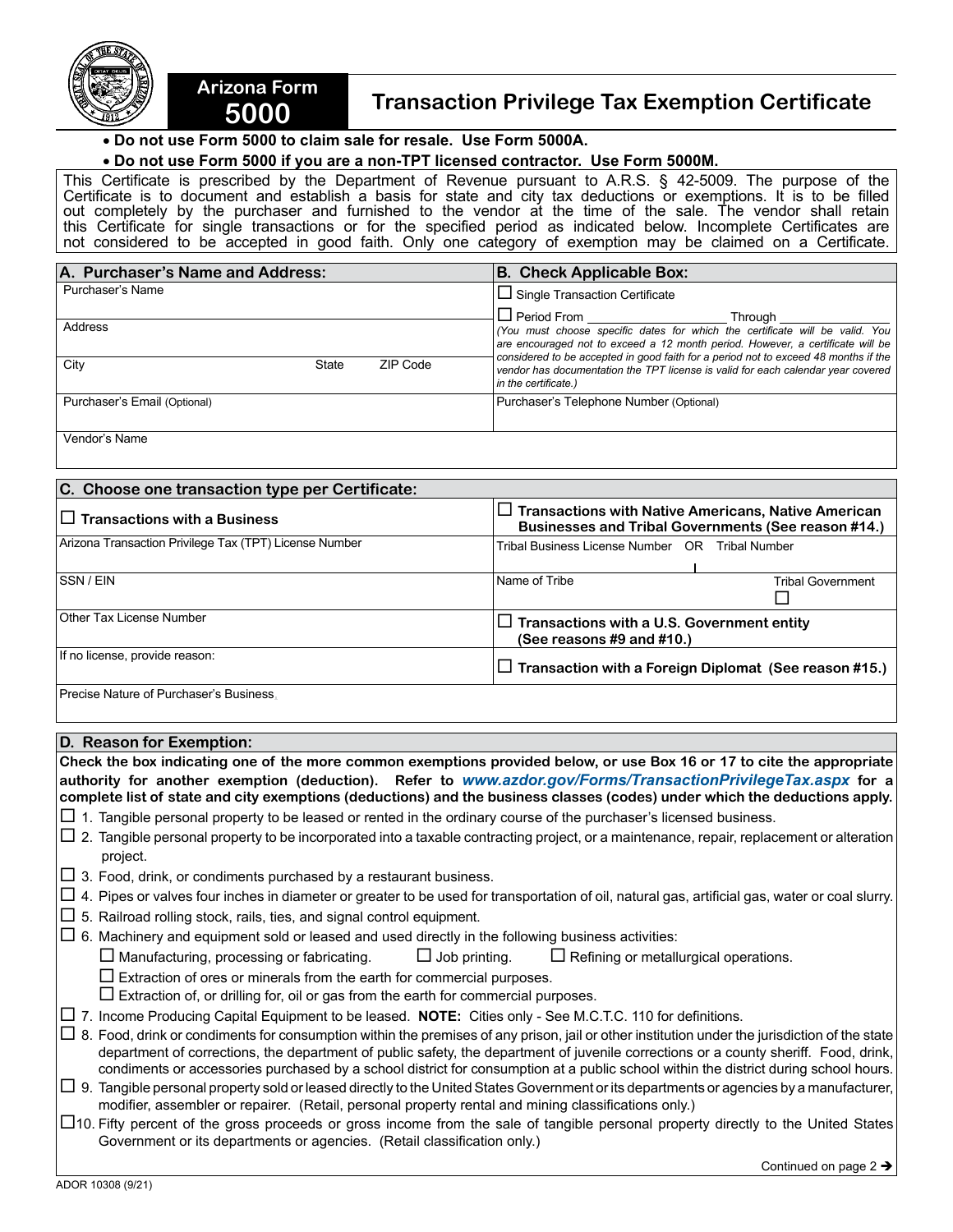# Arizona Form 5000

## Transaction Privilege Tax Exemption Certificate

- **Do not use Form 5000 to claim sale for resale. Use Form 5000A.**
- **Do not use Form 5000 if you are a non-TPT licensed contractor. Use Form 5000M.**

This Certificate is prescribed by the Department of Revenue pursuant to A.R.S. § 42-5009. The purpose of the Certificate is to document and establish a basis for state and city tax deductions or exemptions. It is to be filled out completely by the purchaser and furnished to the vendor at the time of the sale. The vendor shall retain this Certificate for single transactions or for the specified period as indicated below. Incomplete Certificates are not considered to be accepted in good faith. Only one category of exemption may be claimed on a Certificate.

| A. Purchaser's Name and Address: | B. Check Applicable Box: |
|---|---|
| Purchaser's Name | ☐ Single Transaction Certificate |
| Address | ☐ Period From ____________ Through ____________ *(You must choose specific dates for which the certificate will be valid. You are encouraged not to exceed a 12 month period. However, a certificate will be considered to be accepted in good faith for a period not to exceed 48 months if the vendor has documentation the TPT license is valid for each calendar year covered in the certificate.)* |
| City State ZIP Code | |
| Purchaser's Email (Optional) | Purchaser's Telephone Number (Optional) |
| Vendor's Name | |

| C. Choose one transaction type per Certificate: | |
|---|---|
| ☐ **Transactions with a Business** | ☐ **Transactions with Native Americans, Native American Businesses and Tribal Governments (See reason #14.)** |
| Arizona Transaction Privilege Tax (TPT) License Number | Tribal Business License Number OR Tribal Number |
| SSN / EIN | Name of Tribe — Tribal Government ☐ |
| Other Tax License Number | ☐ **Transactions with a U.S. Government entity (See reasons #9 and #10.)** |
| If no license, provide reason: | ☐ **Transaction with a Foreign Diplomat (See reason #15.)** |
| Precise Nature of Purchaser's Business | |

### D. Reason for Exemption:

**Check the box indicating one of the more common exemptions provided below, or use Box 16 or 17 to cite the appropriate authority for another exemption (deduction). Refer to *www.azdor.gov/Forms/TransactionPrivilegeTax.aspx* for a complete list of state and city exemptions (deductions) and the business classes (codes) under which the deductions apply.**

☐ 1. Tangible personal property to be leased or rented in the ordinary course of the purchaser's licensed business.

☐ 2. Tangible personal property to be incorporated into a taxable contracting project, or a maintenance, repair, replacement or alteration project.

☐ 3. Food, drink, or condiments purchased by a restaurant business.

☐ 4. Pipes or valves four inches in diameter or greater to be used for transportation of oil, natural gas, artificial gas, water or coal slurry.

☐ 5. Railroad rolling stock, rails, ties, and signal control equipment.

☐ 6. Machinery and equipment sold or leased and used directly in the following business activities:
- ☐ Manufacturing, processing or fabricating. ☐ Job printing. ☐ Refining or metallurgical operations.
- ☐ Extraction of ores or minerals from the earth for commercial purposes.
- ☐ Extraction of, or drilling for, oil or gas from the earth for commercial purposes.

☐ 7. Income Producing Capital Equipment to be leased. **NOTE:** Cities only - See M.C.T.C. 110 for definitions.

☐ 8. Food, drink or condiments for consumption within the premises of any prison, jail or other institution under the jurisdiction of the state department of corrections, the department of public safety, the department of juvenile corrections or a county sheriff. Food, drink, condiments or accessories purchased by a school district for consumption at a public school within the district during school hours.

☐ 9. Tangible personal property sold or leased directly to the United States Government or its departments or agencies by a manufacturer, modifier, assembler or repairer. (Retail, personal property rental and mining classifications only.)

☐ 10. Fifty percent of the gross proceeds or gross income from the sale of tangible personal property directly to the United States Government or its departments or agencies. (Retail classification only.)

Continued on page 2 →

ADOR 10308 (9/21)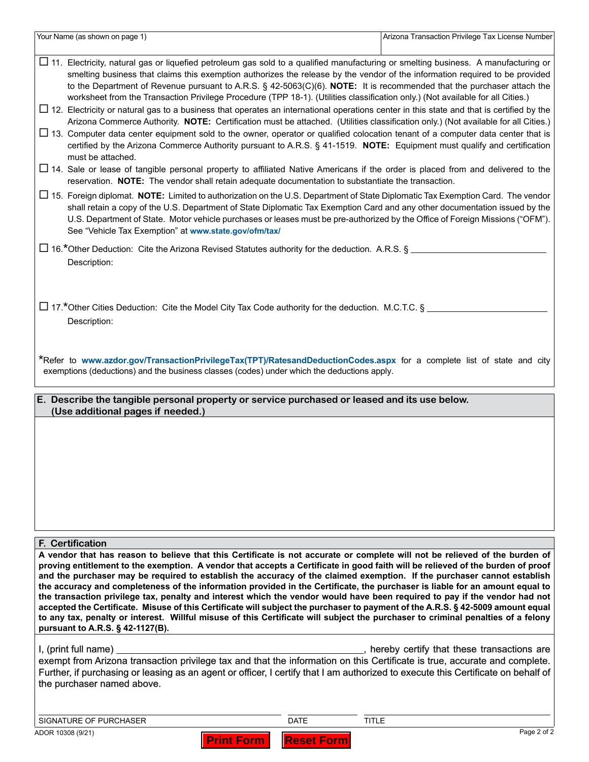| Your Name (as shown on page 1) | Arizona Transaction Privilege Tax License Number |
|---|---|
| | |

☐ 11. Electricity, natural gas or liquefied petroleum gas sold to a qualified manufacturing or smelting business. A manufacturing or smelting business that claims this exemption authorizes the release by the vendor of the information required to be provided to the Department of Revenue pursuant to A.R.S. § 42-5063(C)(6). **NOTE:** It is recommended that the purchaser attach the worksheet from the Transaction Privilege Procedure (TPP 18-1). (Utilities classification only.) (Not available for all Cities.)

☐ 12. Electricity or natural gas to a business that operates an international operations center in this state and that is certified by the Arizona Commerce Authority. **NOTE:** Certification must be attached. (Utilities classification only.) (Not available for all Cities.)

☐ 13. Computer data center equipment sold to the owner, operator or qualified colocation tenant of a computer data center that is certified by the Arizona Commerce Authority pursuant to A.R.S. § 41-1519. **NOTE:** Equipment must qualify and certification must be attached.

☐ 14. Sale or lease of tangible personal property to affiliated Native Americans if the order is placed from and delivered to the reservation. **NOTE:** The vendor shall retain adequate documentation to substantiate the transaction.

☐ 15. Foreign diplomat. **NOTE:** Limited to authorization on the U.S. Department of State Diplomatic Tax Exemption Card. The vendor shall retain a copy of the U.S. Department of State Diplomatic Tax Exemption Card and any other documentation issued by the U.S. Department of State. Motor vehicle purchases or leases must be pre-authorized by the Office of Foreign Missions ("OFM"). See "Vehicle Tax Exemption" at www.state.gov/ofm/tax/

☐ 16.*Other Deduction: Cite the Arizona Revised Statutes authority for the deduction. A.R.S. § ____________________

Description:

☐ 17.*Other Cities Deduction: Cite the Model City Tax Code authority for the deduction. M.C.T.C. § ____________________

Description:

*Refer to www.azdor.gov/TransactionPrivilegeTax(TPT)/RatesandDeductionCodes.aspx for a complete list of state and city exemptions (deductions) and the business classes (codes) under which the deductions apply.

## E. Describe the tangible personal property or service purchased or leased and its use below. (Use additional pages if needed.)

## F. Certification

**A vendor that has reason to believe that this Certificate is not accurate or complete will not be relieved of the burden of proving entitlement to the exemption. A vendor that accepts a Certificate in good faith will be relieved of the burden of proof and the purchaser may be required to establish the accuracy of the claimed exemption. If the purchaser cannot establish the accuracy and completeness of the information provided in the Certificate, the purchaser is liable for an amount equal to the transaction privilege tax, penalty and interest which the vendor would have been required to pay if the vendor had not accepted the Certificate. Misuse of this Certificate will subject the purchaser to payment of the A.R.S. § 42-5009 amount equal to any tax, penalty or interest. Willful misuse of this Certificate will subject the purchaser to criminal penalties of a felony pursuant to A.R.S. § 42-1127(B).**

I, (print full name) ______________________________, hereby certify that these transactions are exempt from Arizona transaction privilege tax and that the information on this Certificate is true, accurate and complete. Further, if purchasing or leasing as an agent or officer, I certify that I am authorized to execute this Certificate on behalf of the purchaser named above.

| SIGNATURE OF PURCHASER | DATE | TITLE |
|---|---|---|
| | | |

ADOR 10308 (9/21)

Print Form Reset Form